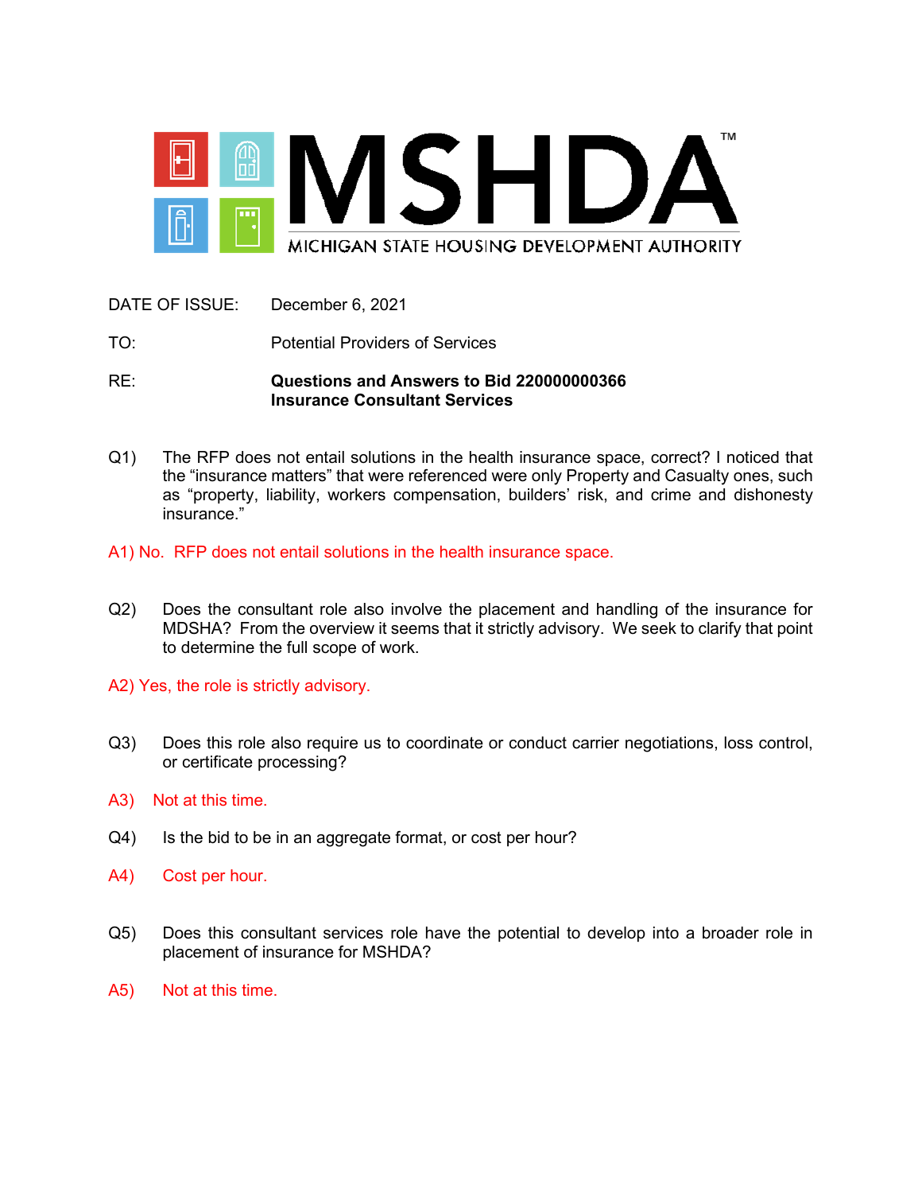# MSHDA™

MICHIGAN STATE HOUSING DEVELOPMENT AUTHORITY

DATE OF ISSUE: December 6, 2021

TO: Potential Providers of Services

RE: **Questions and Answers to Bid 220000000366**
**Insurance Consultant Services**

Q1) The RFP does not entail solutions in the health insurance space, correct? I noticed that the "insurance matters" that were referenced were only Property and Casualty ones, such as "property, liability, workers compensation, builders' risk, and crime and dishonesty insurance."

A1) No. RFP does not entail solutions in the health insurance space.

Q2) Does the consultant role also involve the placement and handling of the insurance for MDSHA? From the overview it seems that it strictly advisory. We seek to clarify that point to determine the full scope of work.

A2) Yes, the role is strictly advisory.

Q3) Does this role also require us to coordinate or conduct carrier negotiations, loss control, or certificate processing?

A3) Not at this time.

Q4) Is the bid to be in an aggregate format, or cost per hour?

A4) Cost per hour.

Q5) Does this consultant services role have the potential to develop into a broader role in placement of insurance for MSHDA?

A5) Not at this time.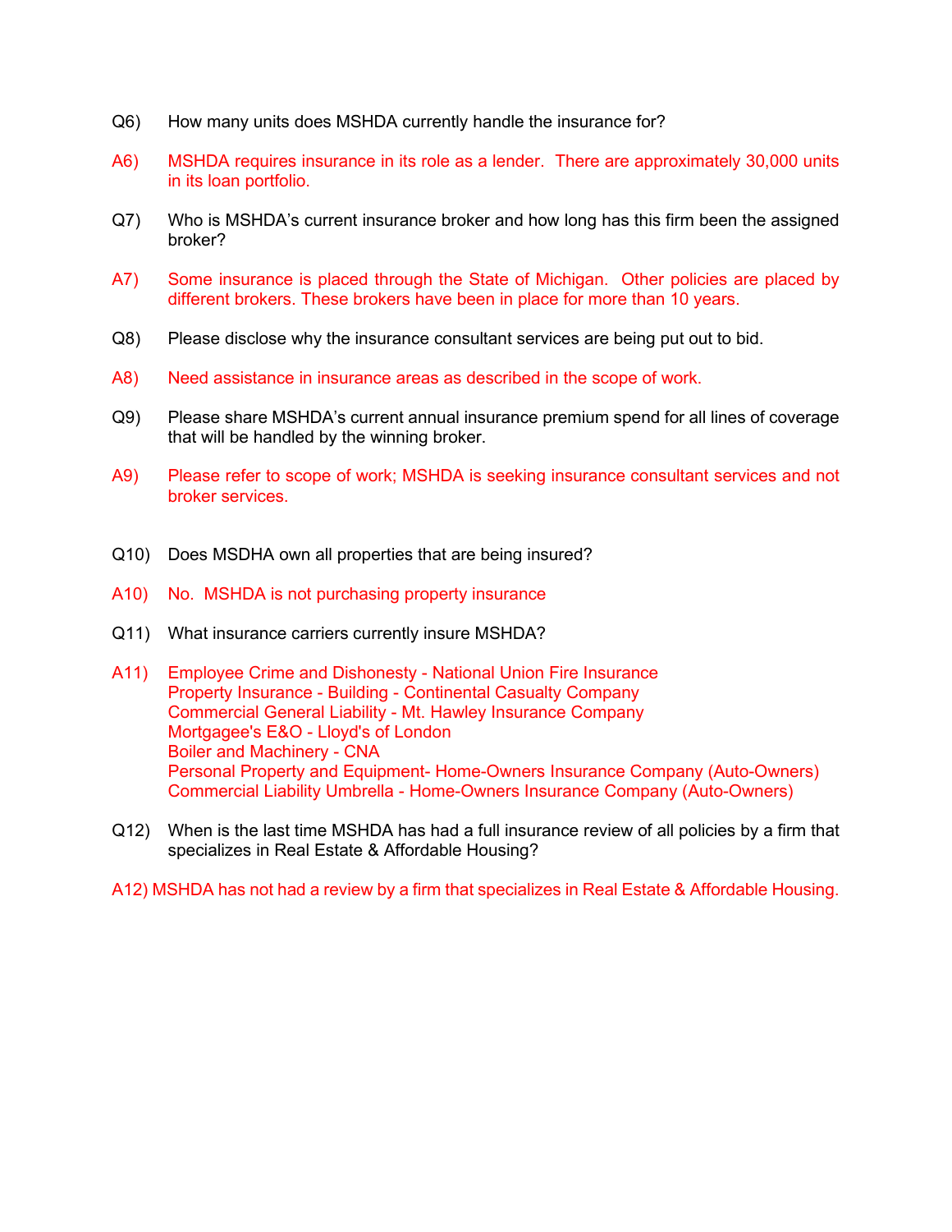Q6) How many units does MSHDA currently handle the insurance for?

A6) MSHDA requires insurance in its role as a lender. There are approximately 30,000 units in its loan portfolio.

Q7) Who is MSHDA's current insurance broker and how long has this firm been the assigned broker?

A7) Some insurance is placed through the State of Michigan. Other policies are placed by different brokers. These brokers have been in place for more than 10 years.

Q8) Please disclose why the insurance consultant services are being put out to bid.

A8) Need assistance in insurance areas as described in the scope of work.

Q9) Please share MSHDA's current annual insurance premium spend for all lines of coverage that will be handled by the winning broker.

A9) Please refer to scope of work; MSHDA is seeking insurance consultant services and not broker services.

Q10) Does MSDHA own all properties that are being insured?

A10) No. MSHDA is not purchasing property insurance

Q11) What insurance carriers currently insure MSHDA?

A11) Employee Crime and Dishonesty - National Union Fire Insurance
Property Insurance - Building - Continental Casualty Company
Commercial General Liability - Mt. Hawley Insurance Company
Mortgagee's E&O - Lloyd's of London
Boiler and Machinery - CNA
Personal Property and Equipment- Home-Owners Insurance Company (Auto-Owners)
Commercial Liability Umbrella - Home-Owners Insurance Company (Auto-Owners)

Q12) When is the last time MSHDA has had a full insurance review of all policies by a firm that specializes in Real Estate & Affordable Housing?

A12) MSHDA has not had a review by a firm that specializes in Real Estate & Affordable Housing.